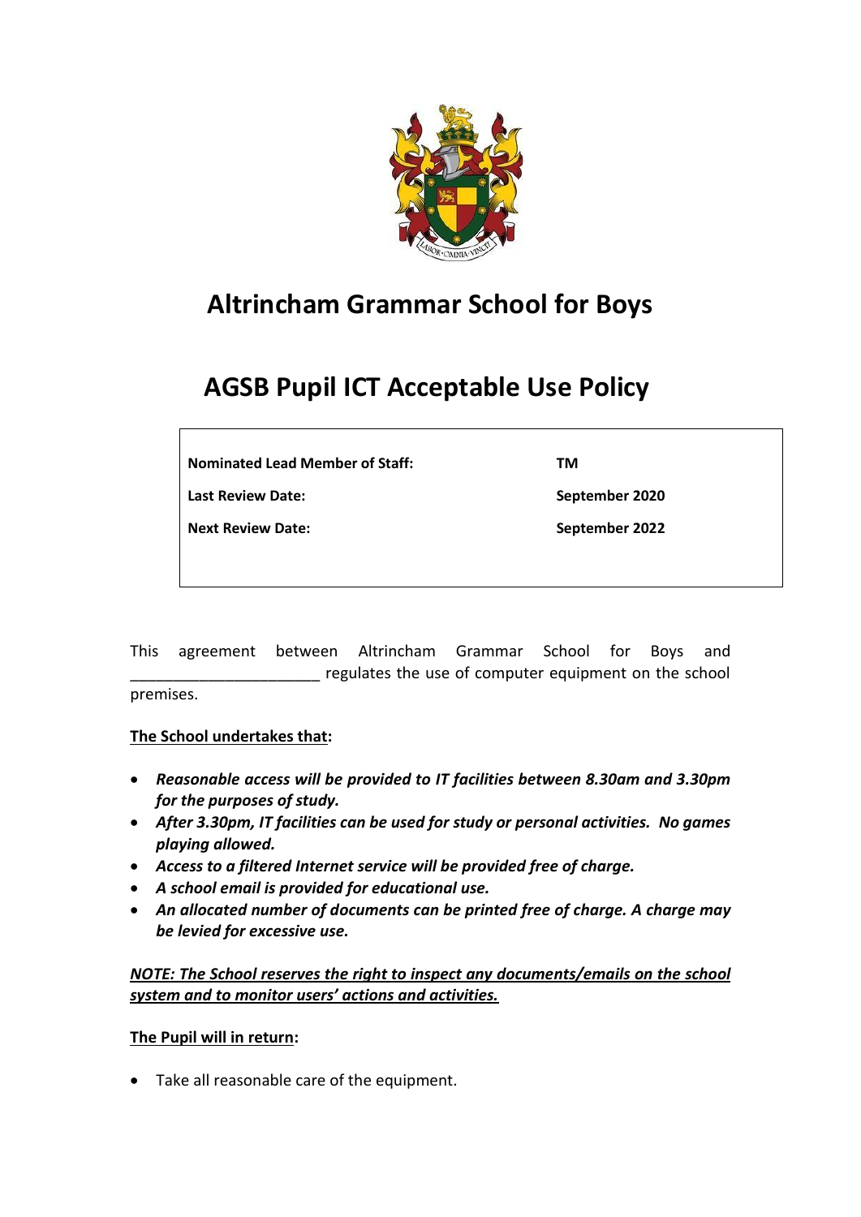# Altrincham Grammar School for Boys

# AGSB Pupil ICT Acceptable Use Policy

| | |
|---|---|
| **Nominated Lead Member of Staff:** | **TM** |
| **Last Review Date:** | **September 2020** |
| **Next Review Date:** | **September 2022** |

This agreement between Altrincham Grammar School for Boys and ______________________ regulates the use of computer equipment on the school premises.

**The School undertakes that:**

- ***Reasonable access will be provided to IT facilities between 8.30am and 3.30pm for the purposes of study.***
- ***After 3.30pm, IT facilities can be used for study or personal activities. No games playing allowed.***
- ***Access to a filtered Internet service will be provided free of charge.***
- ***A school email is provided for educational use.***
- ***An allocated number of documents can be printed free of charge. A charge may be levied for excessive use.***

***NOTE: The School reserves the right to inspect any documents/emails on the school system and to monitor users' actions and activities.***

**The Pupil will in return:**

- Take all reasonable care of the equipment.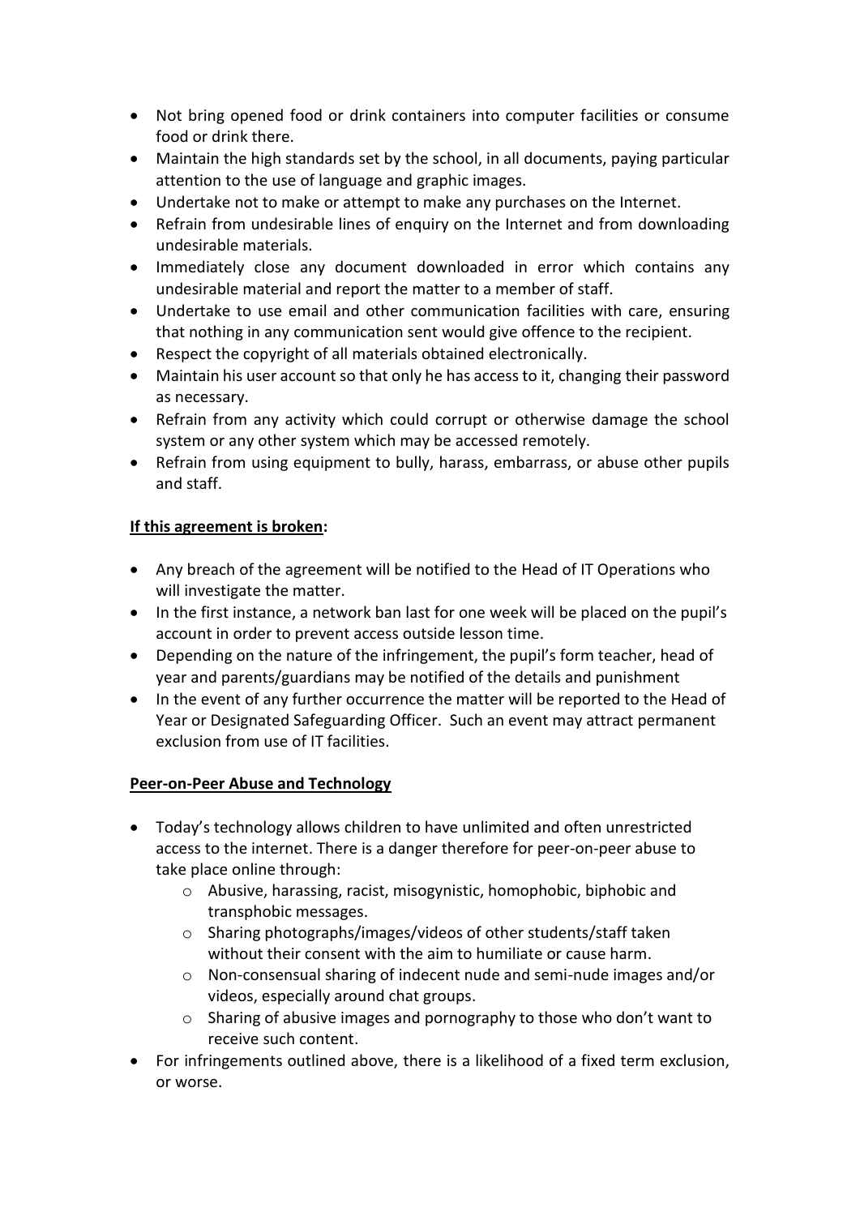- Not bring opened food or drink containers into computer facilities or consume food or drink there.
- Maintain the high standards set by the school, in all documents, paying particular attention to the use of language and graphic images.
- Undertake not to make or attempt to make any purchases on the Internet.
- Refrain from undesirable lines of enquiry on the Internet and from downloading undesirable materials.
- Immediately close any document downloaded in error which contains any undesirable material and report the matter to a member of staff.
- Undertake to use email and other communication facilities with care, ensuring that nothing in any communication sent would give offence to the recipient.
- Respect the copyright of all materials obtained electronically.
- Maintain his user account so that only he has access to it, changing their password as necessary.
- Refrain from any activity which could corrupt or otherwise damage the school system or any other system which may be accessed remotely.
- Refrain from using equipment to bully, harass, embarrass, or abuse other pupils and staff.

**<u>If this agreement is broken</u>:**

- Any breach of the agreement will be notified to the Head of IT Operations who will investigate the matter.
- In the first instance, a network ban last for one week will be placed on the pupil's account in order to prevent access outside lesson time.
- Depending on the nature of the infringement, the pupil's form teacher, head of year and parents/guardians may be notified of the details and punishment
- In the event of any further occurrence the matter will be reported to the Head of Year or Designated Safeguarding Officer. Such an event may attract permanent exclusion from use of IT facilities.

**<u>Peer-on-Peer Abuse and Technology</u>**

- Today's technology allows children to have unlimited and often unrestricted access to the internet. There is a danger therefore for peer-on-peer abuse to take place online through:
  - Abusive, harassing, racist, misogynistic, homophobic, biphobic and transphobic messages.
  - Sharing photographs/images/videos of other students/staff taken without their consent with the aim to humiliate or cause harm.
  - Non-consensual sharing of indecent nude and semi-nude images and/or videos, especially around chat groups.
  - Sharing of abusive images and pornography to those who don't want to receive such content.
- For infringements outlined above, there is a likelihood of a fixed term exclusion, or worse.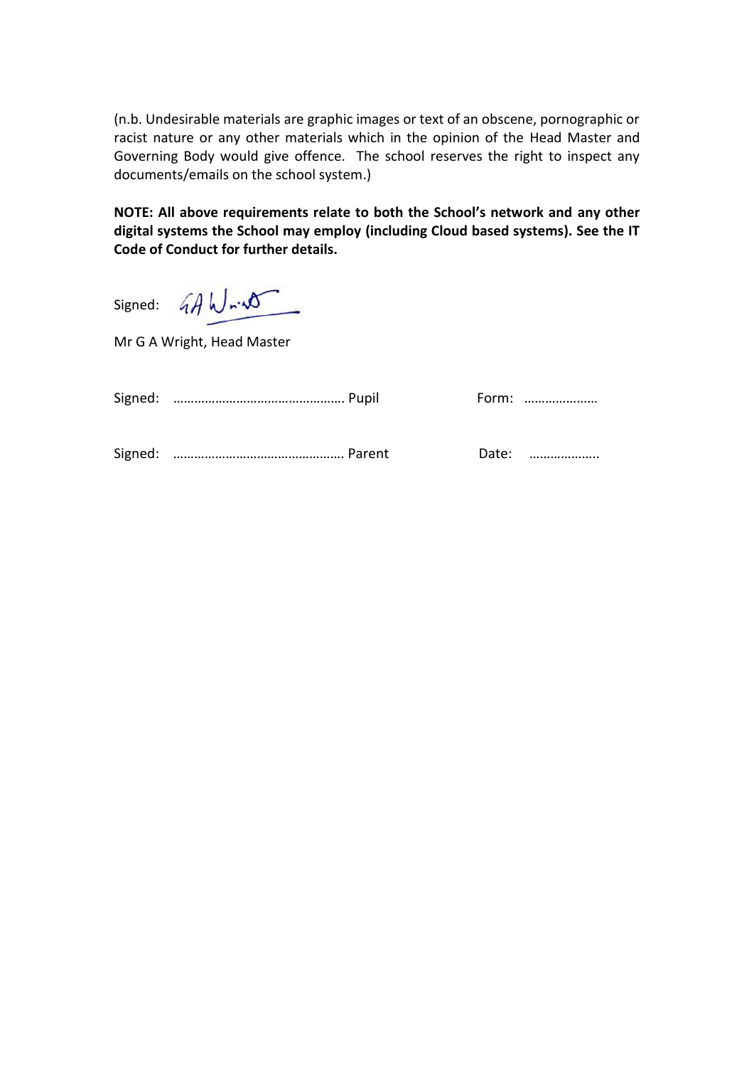(n.b. Undesirable materials are graphic images or text of an obscene, pornographic or racist nature or any other materials which in the opinion of the Head Master and Governing Body would give offence. The school reserves the right to inspect any documents/emails on the school system.)

**NOTE: All above requirements relate to both the School's network and any other digital systems the School may employ (including Cloud based systems). See the IT Code of Conduct for further details.**

Signed: GA Wright

Mr G A Wright, Head Master

Signed: …………………………………………. Pupil Form: …………………

Signed: …………………………………………. Parent Date: ………………..